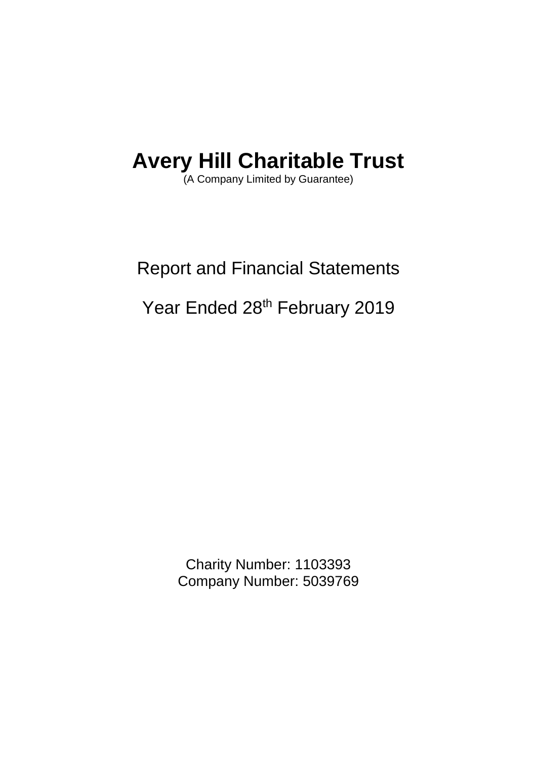# Avery Hill Charitable Trust

(A Company Limited by Guarantee)

Report and Financial Statements

Year Ended 28th February 2019

Charity Number: 1103393
Company Number: 5039769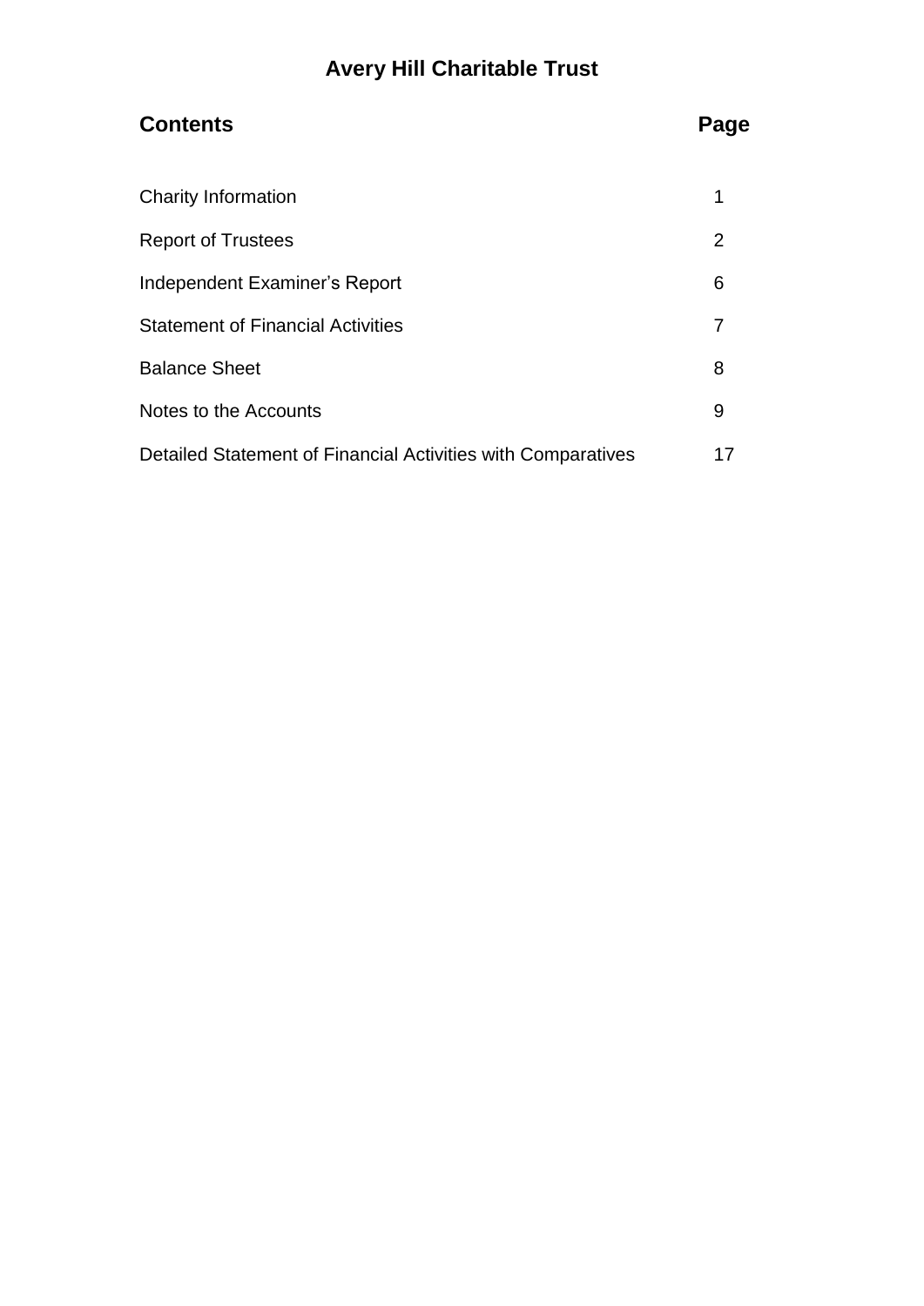# Avery Hill Charitable Trust

| Contents | Page |
|---|---|
| Charity Information | 1 |
| Report of Trustees | 2 |
| Independent Examiner's Report | 6 |
| Statement of Financial Activities | 7 |
| Balance Sheet | 8 |
| Notes to the Accounts | 9 |
| Detailed Statement of Financial Activities with Comparatives | 17 |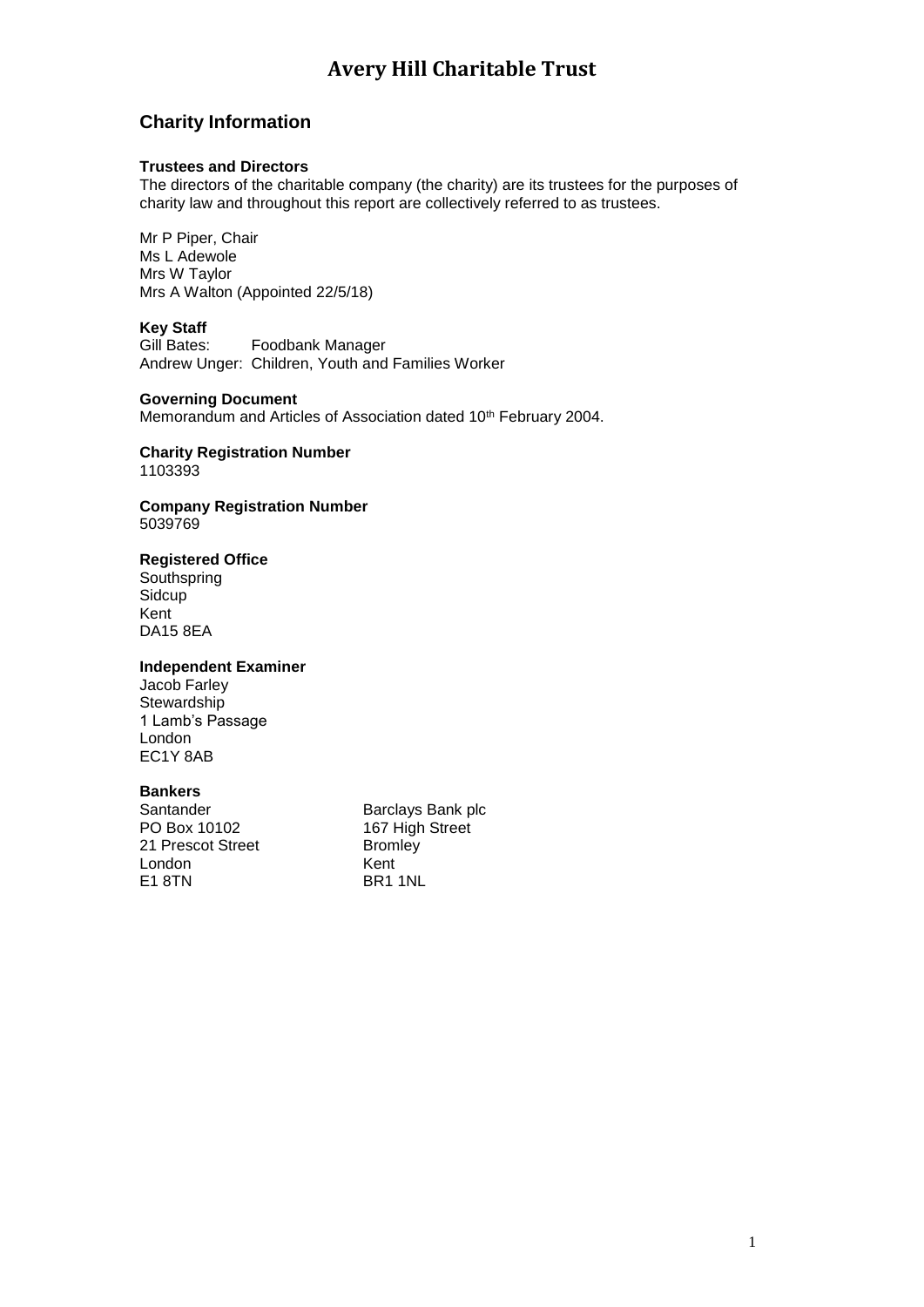# Avery Hill Charitable Trust

## Charity Information

### Trustees and Directors

The directors of the charitable company (the charity) are its trustees for the purposes of charity law and throughout this report are collectively referred to as trustees.

Mr P Piper, Chair
Ms L Adewole
Mrs W Taylor
Mrs A Walton (Appointed 22/5/18)

### Key Staff

Gill Bates: Foodbank Manager
Andrew Unger: Children, Youth and Families Worker

### Governing Document

Memorandum and Articles of Association dated 10th February 2004.

### Charity Registration Number

1103393

### Company Registration Number

5039769

### Registered Office

Southspring
Sidcup
Kent
DA15 8EA

### Independent Examiner

Jacob Farley
Stewardship
1 Lamb's Passage
London
EC1Y 8AB

### Bankers

Santander
PO Box 10102
21 Prescot Street
London
E1 8TN

Barclays Bank plc
167 High Street
Bromley
Kent
BR1 1NL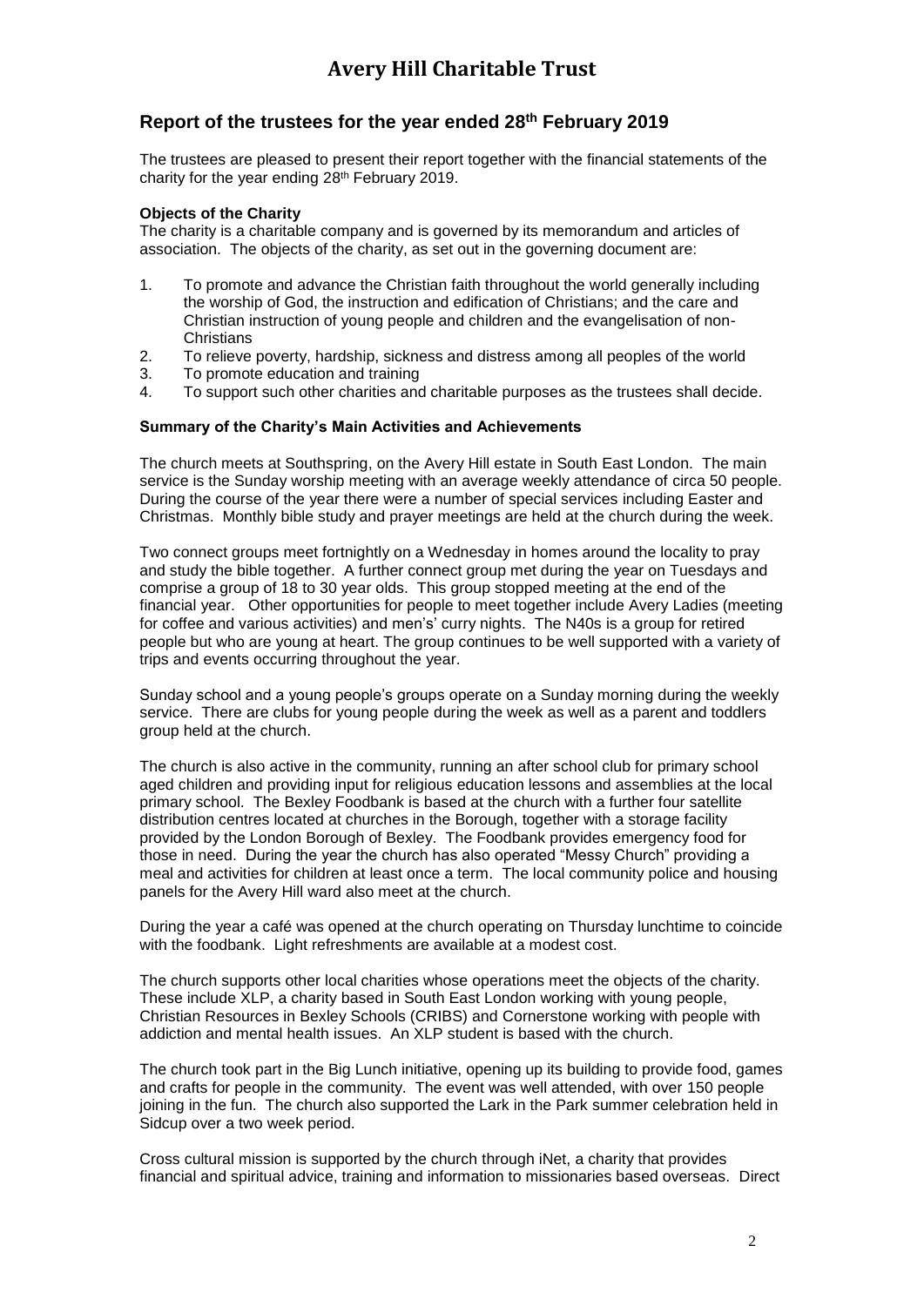# Avery Hill Charitable Trust

## Report of the trustees for the year ended 28th February 2019

The trustees are pleased to present their report together with the financial statements of the charity for the year ending 28th February 2019.

**Objects of the Charity**

The charity is a charitable company and is governed by its memorandum and articles of association. The objects of the charity, as set out in the governing document are:

1. To promote and advance the Christian faith throughout the world generally including the worship of God, the instruction and edification of Christians; and the care and Christian instruction of young people and children and the evangelisation of non-Christians
2. To relieve poverty, hardship, sickness and distress among all peoples of the world
3. To promote education and training
4. To support such other charities and charitable purposes as the trustees shall decide.

**Summary of the Charity's Main Activities and Achievements**

The church meets at Southspring, on the Avery Hill estate in South East London. The main service is the Sunday worship meeting with an average weekly attendance of circa 50 people. During the course of the year there were a number of special services including Easter and Christmas. Monthly bible study and prayer meetings are held at the church during the week.

Two connect groups meet fortnightly on a Wednesday in homes around the locality to pray and study the bible together. A further connect group met during the year on Tuesdays and comprise a group of 18 to 30 year olds. This group stopped meeting at the end of the financial year. Other opportunities for people to meet together include Avery Ladies (meeting for coffee and various activities) and men's' curry nights. The N40s is a group for retired people but who are young at heart. The group continues to be well supported with a variety of trips and events occurring throughout the year.

Sunday school and a young people's groups operate on a Sunday morning during the weekly service. There are clubs for young people during the week as well as a parent and toddlers group held at the church.

The church is also active in the community, running an after school club for primary school aged children and providing input for religious education lessons and assemblies at the local primary school. The Bexley Foodbank is based at the church with a further four satellite distribution centres located at churches in the Borough, together with a storage facility provided by the London Borough of Bexley. The Foodbank provides emergency food for those in need. During the year the church has also operated "Messy Church" providing a meal and activities for children at least once a term. The local community police and housing panels for the Avery Hill ward also meet at the church.

During the year a café was opened at the church operating on Thursday lunchtime to coincide with the foodbank. Light refreshments are available at a modest cost.

The church supports other local charities whose operations meet the objects of the charity. These include XLP, a charity based in South East London working with young people, Christian Resources in Bexley Schools (CRIBS) and Cornerstone working with people with addiction and mental health issues. An XLP student is based with the church.

The church took part in the Big Lunch initiative, opening up its building to provide food, games and crafts for people in the community. The event was well attended, with over 150 people joining in the fun. The church also supported the Lark in the Park summer celebration held in Sidcup over a two week period.

Cross cultural mission is supported by the church through iNet, a charity that provides financial and spiritual advice, training and information to missionaries based overseas. Direct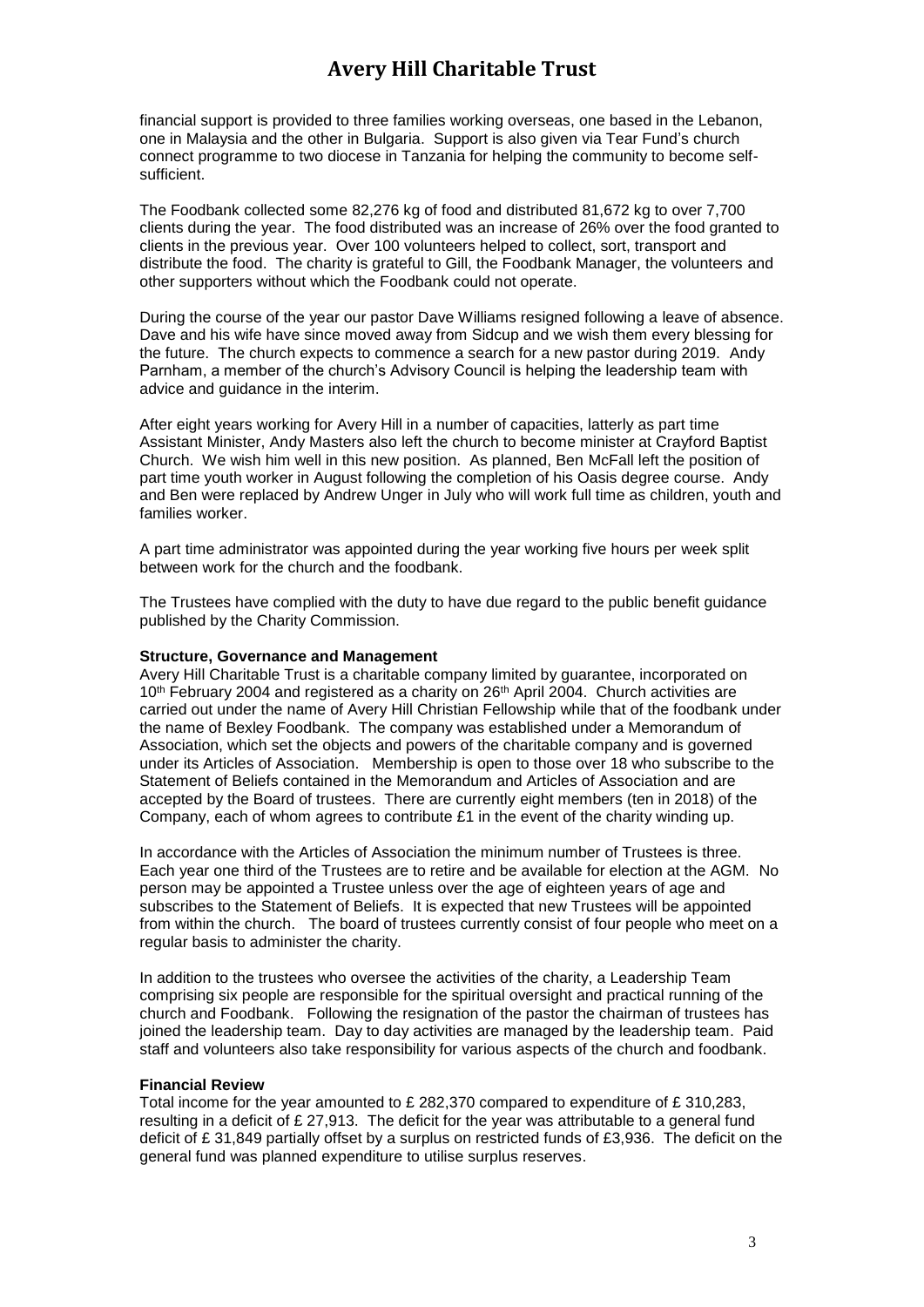financial support is provided to three families working overseas, one based in the Lebanon, one in Malaysia and the other in Bulgaria. Support is also given via Tear Fund's church connect programme to two diocese in Tanzania for helping the community to become self-sufficient.

The Foodbank collected some 82,276 kg of food and distributed 81,672 kg to over 7,700 clients during the year. The food distributed was an increase of 26% over the food granted to clients in the previous year. Over 100 volunteers helped to collect, sort, transport and distribute the food. The charity is grateful to Gill, the Foodbank Manager, the volunteers and other supporters without which the Foodbank could not operate.

During the course of the year our pastor Dave Williams resigned following a leave of absence. Dave and his wife have since moved away from Sidcup and we wish them every blessing for the future. The church expects to commence a search for a new pastor during 2019. Andy Parnham, a member of the church's Advisory Council is helping the leadership team with advice and guidance in the interim.

After eight years working for Avery Hill in a number of capacities, latterly as part time Assistant Minister, Andy Masters also left the church to become minister at Crayford Baptist Church. We wish him well in this new position. As planned, Ben McFall left the position of part time youth worker in August following the completion of his Oasis degree course. Andy and Ben were replaced by Andrew Unger in July who will work full time as children, youth and families worker.

A part time administrator was appointed during the year working five hours per week split between work for the church and the foodbank.

The Trustees have complied with the duty to have due regard to the public benefit guidance published by the Charity Commission.

**Structure, Governance and Management**

Avery Hill Charitable Trust is a charitable company limited by guarantee, incorporated on 10th February 2004 and registered as a charity on 26th April 2004. Church activities are carried out under the name of Avery Hill Christian Fellowship while that of the foodbank under the name of Bexley Foodbank. The company was established under a Memorandum of Association, which set the objects and powers of the charitable company and is governed under its Articles of Association. Membership is open to those over 18 who subscribe to the Statement of Beliefs contained in the Memorandum and Articles of Association and are accepted by the Board of trustees. There are currently eight members (ten in 2018) of the Company, each of whom agrees to contribute £1 in the event of the charity winding up.

In accordance with the Articles of Association the minimum number of Trustees is three. Each year one third of the Trustees are to retire and be available for election at the AGM. No person may be appointed a Trustee unless over the age of eighteen years of age and subscribes to the Statement of Beliefs. It is expected that new Trustees will be appointed from within the church. The board of trustees currently consist of four people who meet on a regular basis to administer the charity.

In addition to the trustees who oversee the activities of the charity, a Leadership Team comprising six people are responsible for the spiritual oversight and practical running of the church and Foodbank. Following the resignation of the pastor the chairman of trustees has joined the leadership team. Day to day activities are managed by the leadership team. Paid staff and volunteers also take responsibility for various aspects of the church and foodbank.

**Financial Review**

Total income for the year amounted to £ 282,370 compared to expenditure of £ 310,283, resulting in a deficit of £ 27,913. The deficit for the year was attributable to a general fund deficit of £ 31,849 partially offset by a surplus on restricted funds of £3,936. The deficit on the general fund was planned expenditure to utilise surplus reserves.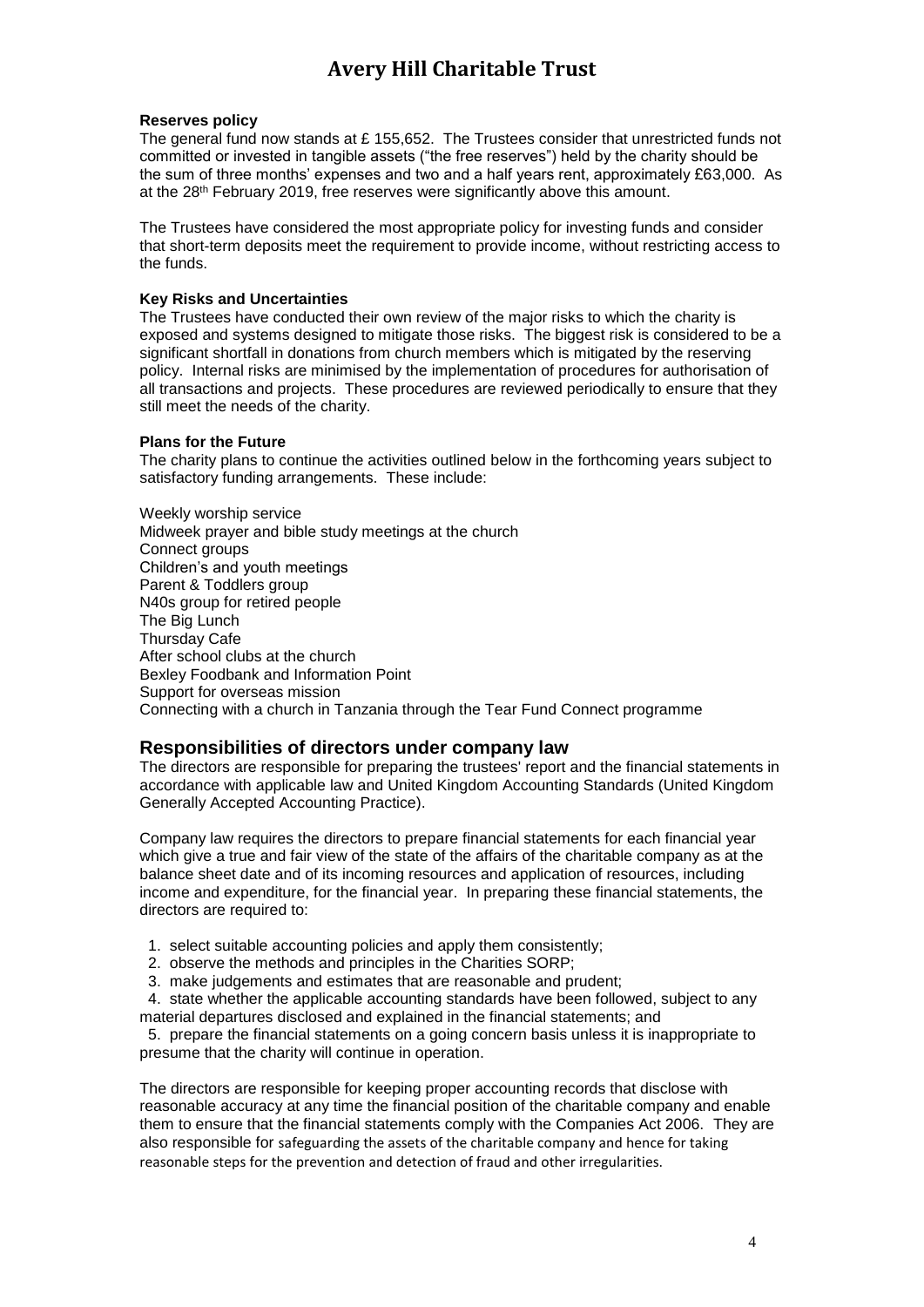**Reserves policy**

The general fund now stands at £ 155,652. The Trustees consider that unrestricted funds not committed or invested in tangible assets ("the free reserves") held by the charity should be the sum of three months' expenses and two and a half years rent, approximately £63,000. As at the 28th February 2019, free reserves were significantly above this amount.

The Trustees have considered the most appropriate policy for investing funds and consider that short-term deposits meet the requirement to provide income, without restricting access to the funds.

**Key Risks and Uncertainties**

The Trustees have conducted their own review of the major risks to which the charity is exposed and systems designed to mitigate those risks. The biggest risk is considered to be a significant shortfall in donations from church members which is mitigated by the reserving policy. Internal risks are minimised by the implementation of procedures for authorisation of all transactions and projects. These procedures are reviewed periodically to ensure that they still meet the needs of the charity.

**Plans for the Future**

The charity plans to continue the activities outlined below in the forthcoming years subject to satisfactory funding arrangements. These include:

Weekly worship service
Midweek prayer and bible study meetings at the church
Connect groups
Children's and youth meetings
Parent & Toddlers group
N40s group for retired people
The Big Lunch
Thursday Cafe
After school clubs at the church
Bexley Foodbank and Information Point
Support for overseas mission
Connecting with a church in Tanzania through the Tear Fund Connect programme

## Responsibilities of directors under company law

The directors are responsible for preparing the trustees' report and the financial statements in accordance with applicable law and United Kingdom Accounting Standards (United Kingdom Generally Accepted Accounting Practice).

Company law requires the directors to prepare financial statements for each financial year which give a true and fair view of the state of the affairs of the charitable company as at the balance sheet date and of its incoming resources and application of resources, including income and expenditure, for the financial year. In preparing these financial statements, the directors are required to:

1. select suitable accounting policies and apply them consistently;
2. observe the methods and principles in the Charities SORP;
3. make judgements and estimates that are reasonable and prudent;
4. state whether the applicable accounting standards have been followed, subject to any material departures disclosed and explained in the financial statements; and
5. prepare the financial statements on a going concern basis unless it is inappropriate to presume that the charity will continue in operation.

The directors are responsible for keeping proper accounting records that disclose with reasonable accuracy at any time the financial position of the charitable company and enable them to ensure that the financial statements comply with the Companies Act 2006. They are also responsible for safeguarding the assets of the charitable company and hence for taking reasonable steps for the prevention and detection of fraud and other irregularities.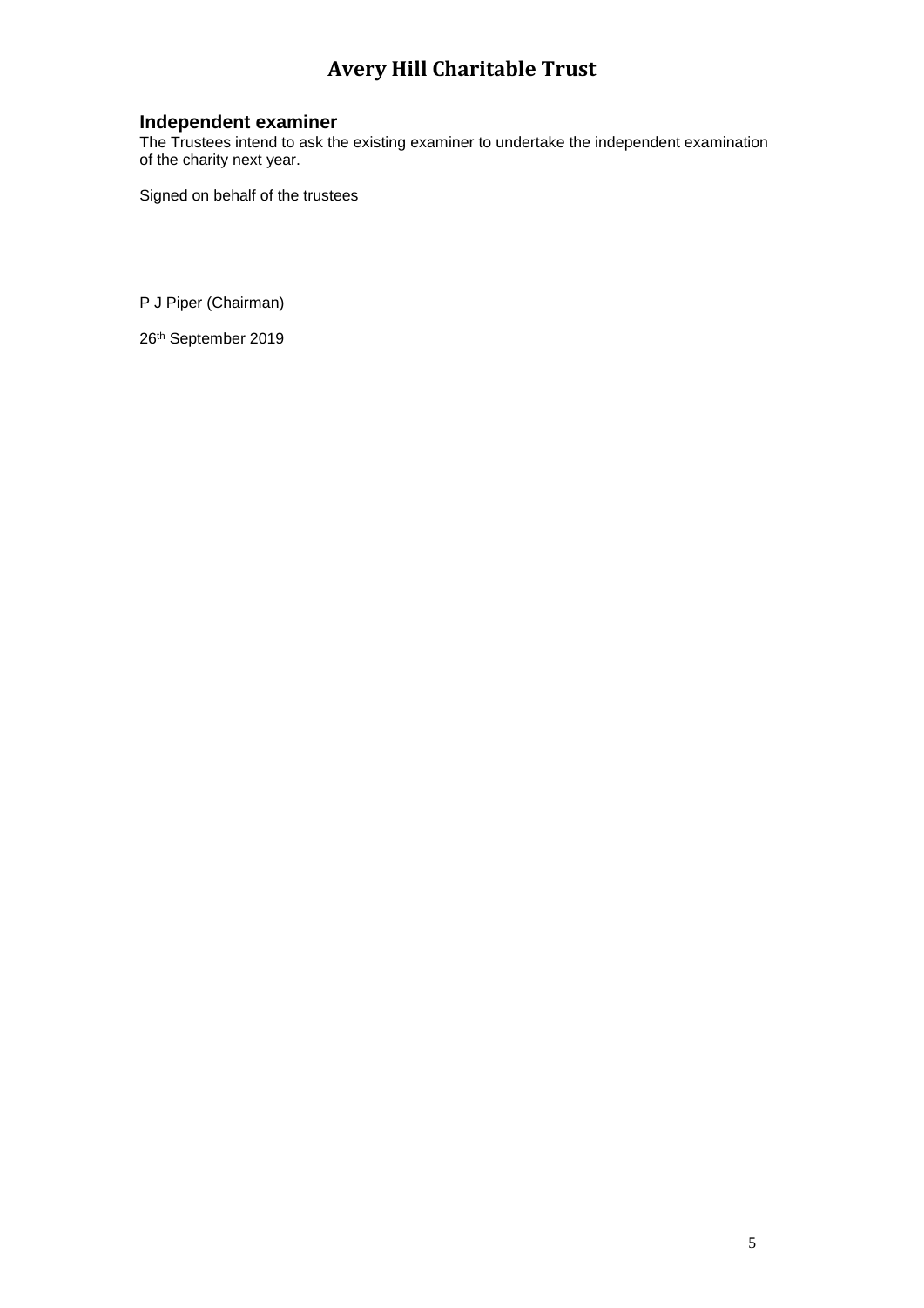## Independent examiner

The Trustees intend to ask the existing examiner to undertake the independent examination of the charity next year.

Signed on behalf of the trustees

P J Piper (Chairman)

26th September 2019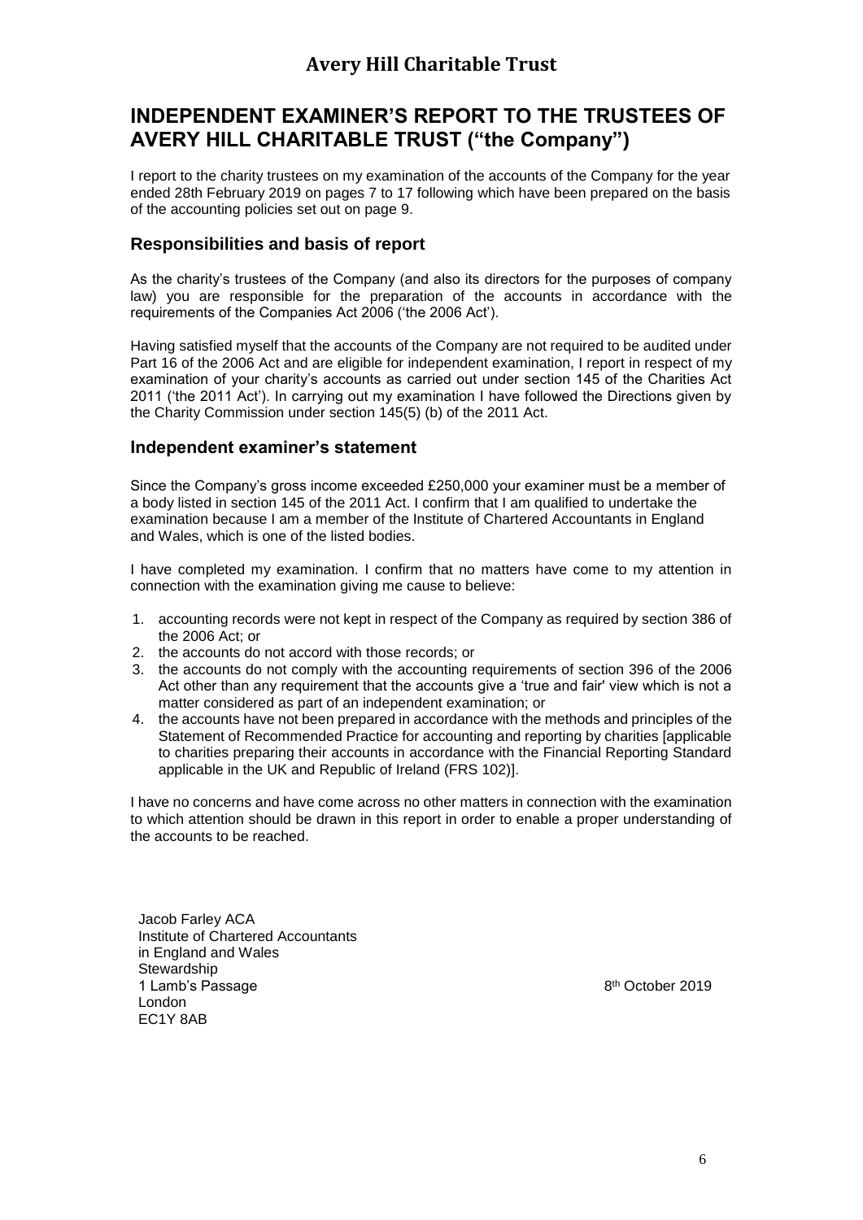# INDEPENDENT EXAMINER'S REPORT TO THE TRUSTEES OF AVERY HILL CHARITABLE TRUST ("the Company")

I report to the charity trustees on my examination of the accounts of the Company for the year ended 28th February 2019 on pages 7 to 17 following which have been prepared on the basis of the accounting policies set out on page 9.

## Responsibilities and basis of report

As the charity's trustees of the Company (and also its directors for the purposes of company law) you are responsible for the preparation of the accounts in accordance with the requirements of the Companies Act 2006 ('the 2006 Act').

Having satisfied myself that the accounts of the Company are not required to be audited under Part 16 of the 2006 Act and are eligible for independent examination, I report in respect of my examination of your charity's accounts as carried out under section 145 of the Charities Act 2011 ('the 2011 Act'). In carrying out my examination I have followed the Directions given by the Charity Commission under section 145(5) (b) of the 2011 Act.

## Independent examiner's statement

Since the Company's gross income exceeded £250,000 your examiner must be a member of a body listed in section 145 of the 2011 Act. I confirm that I am qualified to undertake the examination because I am a member of the Institute of Chartered Accountants in England and Wales, which is one of the listed bodies.

I have completed my examination. I confirm that no matters have come to my attention in connection with the examination giving me cause to believe:

1. accounting records were not kept in respect of the Company as required by section 386 of the 2006 Act; or
2. the accounts do not accord with those records; or
3. the accounts do not comply with the accounting requirements of section 396 of the 2006 Act other than any requirement that the accounts give a 'true and fair' view which is not a matter considered as part of an independent examination; or
4. the accounts have not been prepared in accordance with the methods and principles of the Statement of Recommended Practice for accounting and reporting by charities [applicable to charities preparing their accounts in accordance with the Financial Reporting Standard applicable in the UK and Republic of Ireland (FRS 102)].

I have no concerns and have come across no other matters in connection with the examination to which attention should be drawn in this report in order to enable a proper understanding of the accounts to be reached.

Jacob Farley ACA
Institute of Chartered Accountants
in England and Wales
Stewardship
1 Lamb's Passage
London
EC1Y 8AB

8th October 2019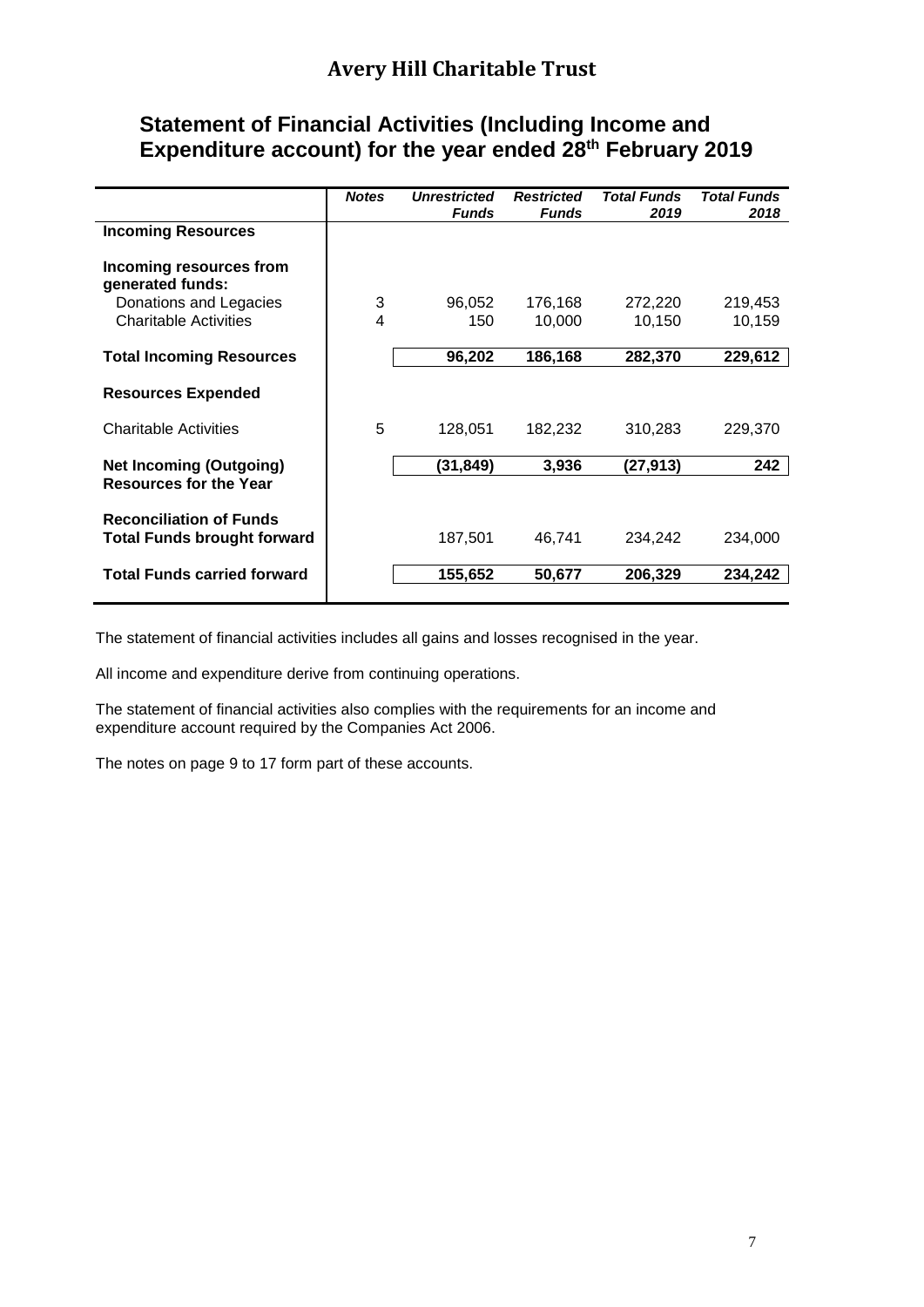# Avery Hill Charitable Trust

## Statement of Financial Activities (Including Income and Expenditure account) for the year ended 28th February 2019

| | *Notes* | *Unrestricted Funds* | *Restricted Funds* | *Total Funds 2019* | *Total Funds 2018* |
|---|---|---|---|---|---|
| **Incoming Resources** | | | | | |
| **Incoming resources from generated funds:** | | | | | |
| Donations and Legacies | 3 | 96,052 | 176,168 | 272,220 | 219,453 |
| Charitable Activities | 4 | 150 | 10,000 | 10,150 | 10,159 |
| **Total Incoming Resources** | | **96,202** | **186,168** | **282,370** | **229,612** |
| **Resources Expended** | | | | | |
| Charitable Activities | 5 | 128,051 | 182,232 | 310,283 | 229,370 |
| **Net Incoming (Outgoing) Resources for the Year** | | **(31,849)** | **3,936** | **(27,913)** | **242** |
| **Reconciliation of Funds** | | | | | |
| **Total Funds brought forward** | | 187,501 | 46,741 | 234,242 | 234,000 |
| **Total Funds carried forward** | | **155,652** | **50,677** | **206,329** | **234,242** |

The statement of financial activities includes all gains and losses recognised in the year.

All income and expenditure derive from continuing operations.

The statement of financial activities also complies with the requirements for an income and expenditure account required by the Companies Act 2006.

The notes on page 9 to 17 form part of these accounts.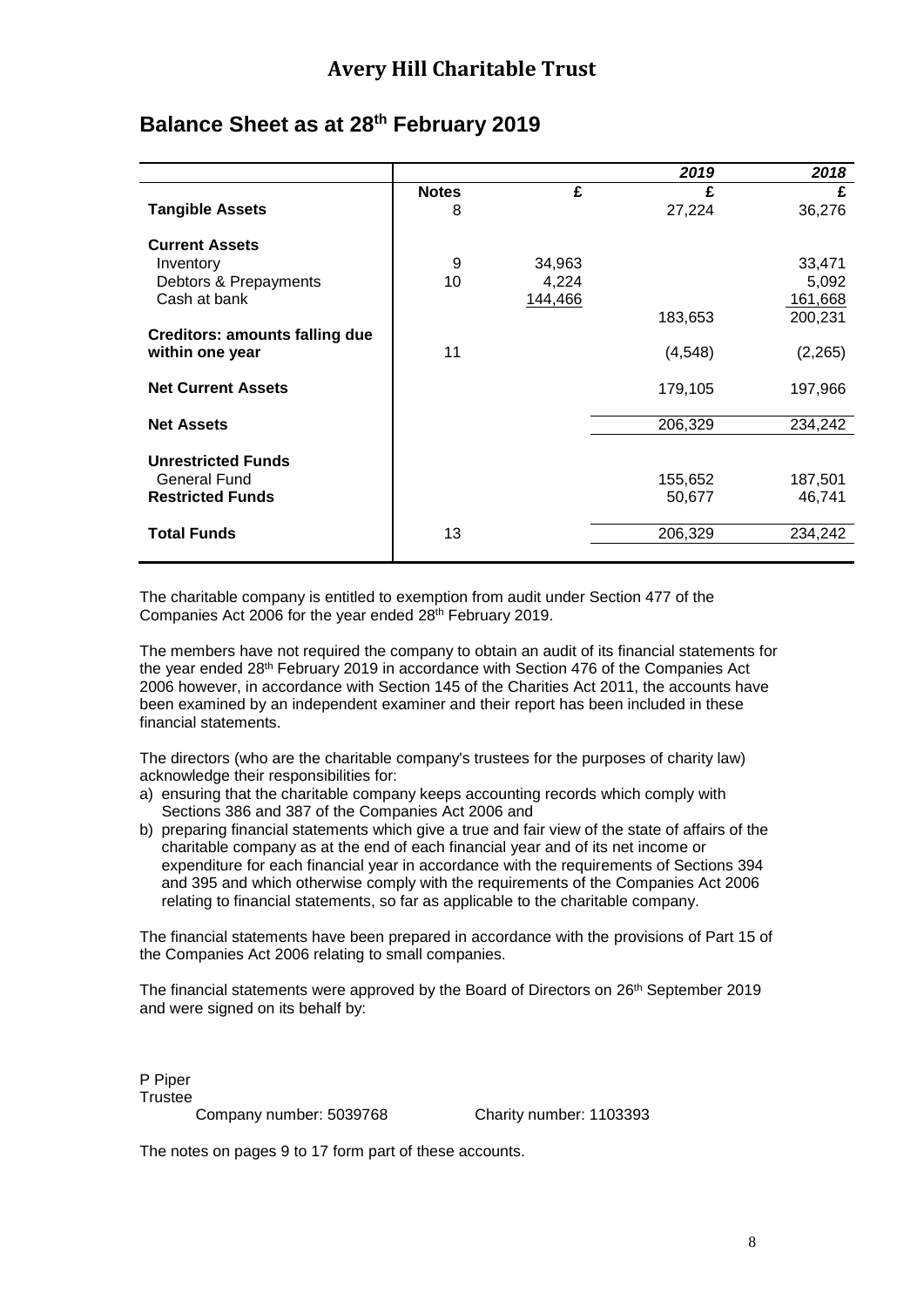# Avery Hill Charitable Trust

## Balance Sheet as at 28th February 2019

| | | | 2019 | 2018 |
|---|---|---|---|---|
| | **Notes** | **£** | **£** | **£** |
| **Tangible Assets** | 8 | | 27,224 | 36,276 |
| **Current Assets** | | | | |
| Inventory | 9 | 34,963 | | 33,471 |
| Debtors & Prepayments | 10 | 4,224 | | 5,092 |
| Cash at bank | | 144,466 | | 161,668 |
| | | | 183,653 | 200,231 |
| **Creditors: amounts falling due within one year** | 11 | | (4,548) | (2,265) |
| **Net Current Assets** | | | 179,105 | 197,966 |
| **Net Assets** | | | 206,329 | 234,242 |
| **Unrestricted Funds** | | | | |
| General Fund | | | 155,652 | 187,501 |
| **Restricted Funds** | | | 50,677 | 46,741 |
| **Total Funds** | 13 | | 206,329 | 234,242 |

The charitable company is entitled to exemption from audit under Section 477 of the Companies Act 2006 for the year ended 28th February 2019.

The members have not required the company to obtain an audit of its financial statements for the year ended 28th February 2019 in accordance with Section 476 of the Companies Act 2006 however, in accordance with Section 145 of the Charities Act 2011, the accounts have been examined by an independent examiner and their report has been included in these financial statements.

The directors (who are the charitable company's trustees for the purposes of charity law) acknowledge their responsibilities for:

a) ensuring that the charitable company keeps accounting records which comply with Sections 386 and 387 of the Companies Act 2006 and
b) preparing financial statements which give a true and fair view of the state of affairs of the charitable company as at the end of each financial year and of its net income or expenditure for each financial year in accordance with the requirements of Sections 394 and 395 and which otherwise comply with the requirements of the Companies Act 2006 relating to financial statements, so far as applicable to the charitable company.

The financial statements have been prepared in accordance with the provisions of Part 15 of the Companies Act 2006 relating to small companies.

The financial statements were approved by the Board of Directors on 26th September 2019 and were signed on its behalf by:

P Piper
Trustee

Company number: 5039768 Charity number: 1103393

The notes on pages 9 to 17 form part of these accounts.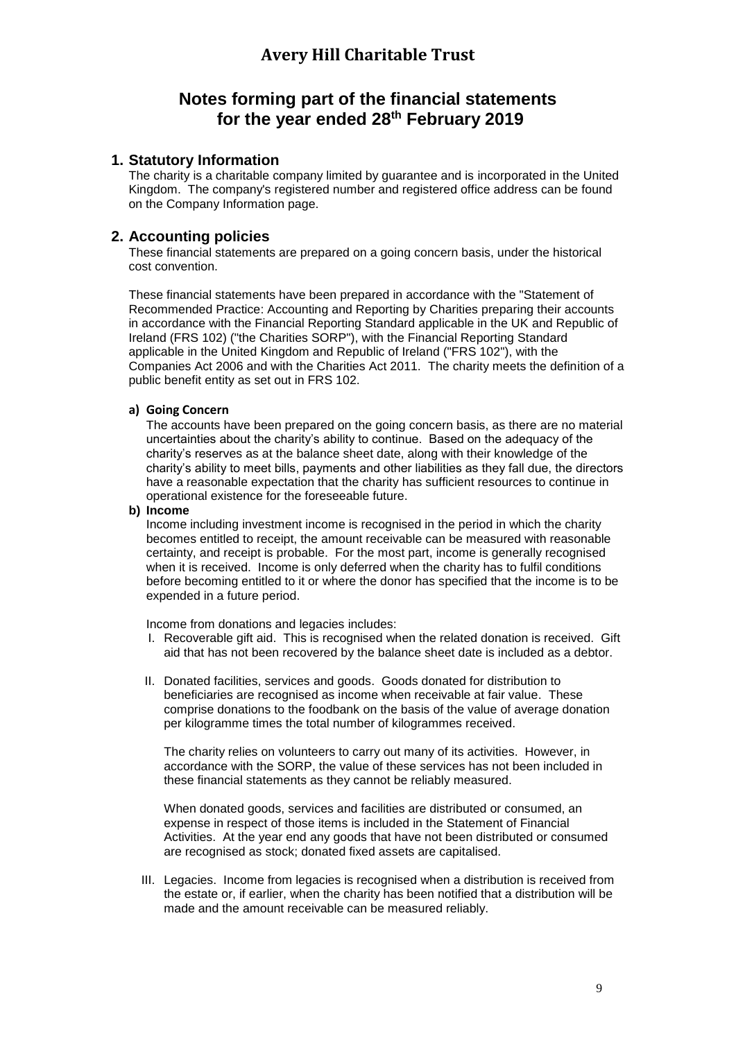# Avery Hill Charitable Trust

## Notes forming part of the financial statements for the year ended 28th February 2019

### 1. Statutory Information

The charity is a charitable company limited by guarantee and is incorporated in the United Kingdom. The company's registered number and registered office address can be found on the Company Information page.

### 2. Accounting policies

These financial statements are prepared on a going concern basis, under the historical cost convention.

These financial statements have been prepared in accordance with the "Statement of Recommended Practice: Accounting and Reporting by Charities preparing their accounts in accordance with the Financial Reporting Standard applicable in the UK and Republic of Ireland (FRS 102) ("the Charities SORP"), with the Financial Reporting Standard applicable in the United Kingdom and Republic of Ireland ("FRS 102"), with the Companies Act 2006 and with the Charities Act 2011. The charity meets the definition of a public benefit entity as set out in FRS 102.

**a) Going Concern**

The accounts have been prepared on the going concern basis, as there are no material uncertainties about the charity's ability to continue. Based on the adequacy of the charity's reserves as at the balance sheet date, along with their knowledge of the charity's ability to meet bills, payments and other liabilities as they fall due, the directors have a reasonable expectation that the charity has sufficient resources to continue in operational existence for the foreseeable future.

**b) Income**

Income including investment income is recognised in the period in which the charity becomes entitled to receipt, the amount receivable can be measured with reasonable certainty, and receipt is probable. For the most part, income is generally recognised when it is received. Income is only deferred when the charity has to fulfil conditions before becoming entitled to it or where the donor has specified that the income is to be expended in a future period.

Income from donations and legacies includes:

I. Recoverable gift aid. This is recognised when the related donation is received. Gift aid that has not been recovered by the balance sheet date is included as a debtor.

II. Donated facilities, services and goods. Goods donated for distribution to beneficiaries are recognised as income when receivable at fair value. These comprise donations to the foodbank on the basis of the value of average donation per kilogramme times the total number of kilogrammes received.

The charity relies on volunteers to carry out many of its activities. However, in accordance with the SORP, the value of these services has not been included in these financial statements as they cannot be reliably measured.

When donated goods, services and facilities are distributed or consumed, an expense in respect of those items is included in the Statement of Financial Activities. At the year end any goods that have not been distributed or consumed are recognised as stock; donated fixed assets are capitalised.

III. Legacies. Income from legacies is recognised when a distribution is received from the estate or, if earlier, when the charity has been notified that a distribution will be made and the amount receivable can be measured reliably.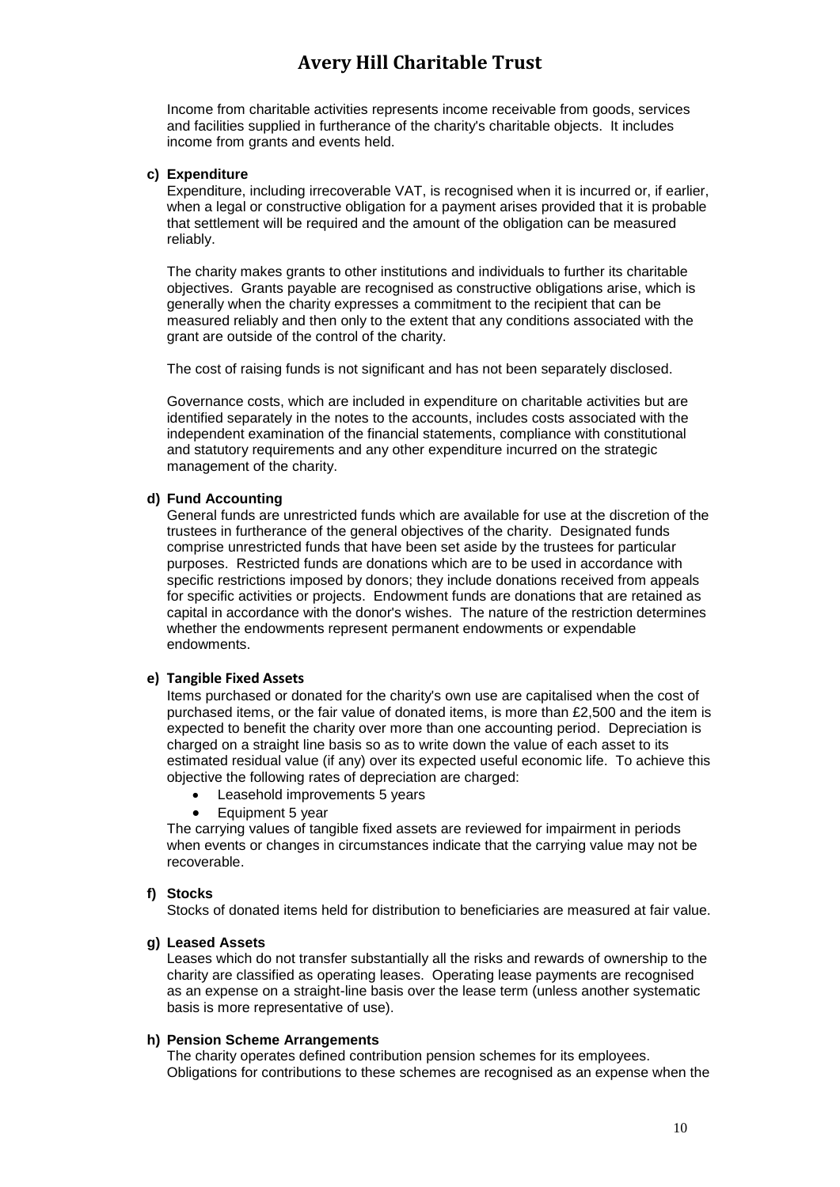Income from charitable activities represents income receivable from goods, services and facilities supplied in furtherance of the charity's charitable objects. It includes income from grants and events held.

**c) Expenditure**

Expenditure, including irrecoverable VAT, is recognised when it is incurred or, if earlier, when a legal or constructive obligation for a payment arises provided that it is probable that settlement will be required and the amount of the obligation can be measured reliably.

The charity makes grants to other institutions and individuals to further its charitable objectives. Grants payable are recognised as constructive obligations arise, which is generally when the charity expresses a commitment to the recipient that can be measured reliably and then only to the extent that any conditions associated with the grant are outside of the control of the charity.

The cost of raising funds is not significant and has not been separately disclosed.

Governance costs, which are included in expenditure on charitable activities but are identified separately in the notes to the accounts, includes costs associated with the independent examination of the financial statements, compliance with constitutional and statutory requirements and any other expenditure incurred on the strategic management of the charity.

**d) Fund Accounting**

General funds are unrestricted funds which are available for use at the discretion of the trustees in furtherance of the general objectives of the charity. Designated funds comprise unrestricted funds that have been set aside by the trustees for particular purposes. Restricted funds are donations which are to be used in accordance with specific restrictions imposed by donors; they include donations received from appeals for specific activities or projects. Endowment funds are donations that are retained as capital in accordance with the donor's wishes. The nature of the restriction determines whether the endowments represent permanent endowments or expendable endowments.

**e) Tangible Fixed Assets**

Items purchased or donated for the charity's own use are capitalised when the cost of purchased items, or the fair value of donated items, is more than £2,500 and the item is expected to benefit the charity over more than one accounting period. Depreciation is charged on a straight line basis so as to write down the value of each asset to its estimated residual value (if any) over its expected useful economic life. To achieve this objective the following rates of depreciation are charged:

- Leasehold improvements 5 years
- Equipment 5 year

The carrying values of tangible fixed assets are reviewed for impairment in periods when events or changes in circumstances indicate that the carrying value may not be recoverable.

**f) Stocks**

Stocks of donated items held for distribution to beneficiaries are measured at fair value.

**g) Leased Assets**

Leases which do not transfer substantially all the risks and rewards of ownership to the charity are classified as operating leases. Operating lease payments are recognised as an expense on a straight-line basis over the lease term (unless another systematic basis is more representative of use).

**h) Pension Scheme Arrangements**

The charity operates defined contribution pension schemes for its employees. Obligations for contributions to these schemes are recognised as an expense when the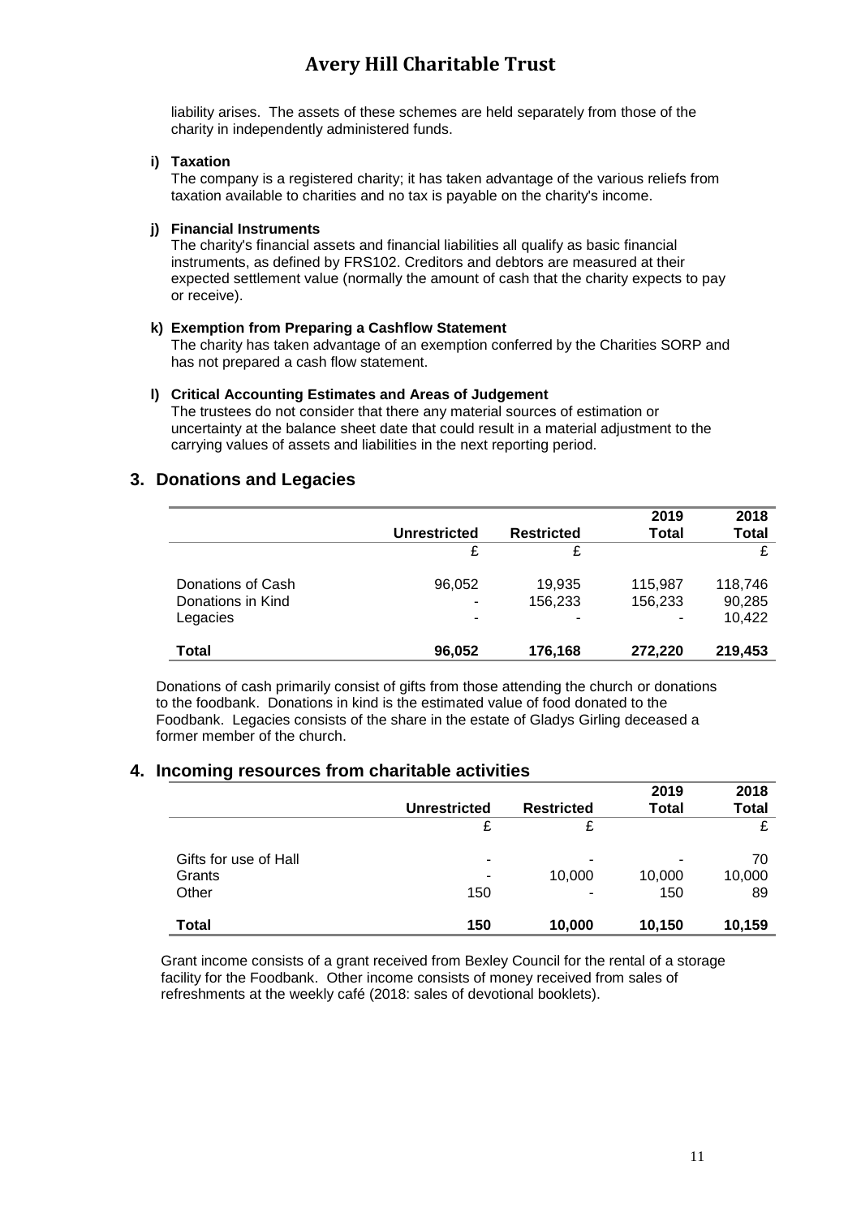liability arises. The assets of these schemes are held separately from those of the charity in independently administered funds.

**i) Taxation**

The company is a registered charity; it has taken advantage of the various reliefs from taxation available to charities and no tax is payable on the charity's income.

**j) Financial Instruments**

The charity's financial assets and financial liabilities all qualify as basic financial instruments, as defined by FRS102. Creditors and debtors are measured at their expected settlement value (normally the amount of cash that the charity expects to pay or receive).

**k) Exemption from Preparing a Cashflow Statement**

The charity has taken advantage of an exemption conferred by the Charities SORP and has not prepared a cash flow statement.

**l) Critical Accounting Estimates and Areas of Judgement**

The trustees do not consider that there any material sources of estimation or uncertainty at the balance sheet date that could result in a material adjustment to the carrying values of assets and liabilities in the next reporting period.

## 3. Donations and Legacies

| | Unrestricted | Restricted | 2019 Total | 2018 Total |
|---|---|---|---|---|
| | £ | £ | | £ |
| Donations of Cash | 96,052 | 19,935 | 115,987 | 118,746 |
| Donations in Kind | - | 156,233 | 156,233 | 90,285 |
| Legacies | - | - | - | 10,422 |
| **Total** | **96,052** | **176,168** | **272,220** | **219,453** |

Donations of cash primarily consist of gifts from those attending the church or donations to the foodbank. Donations in kind is the estimated value of food donated to the Foodbank. Legacies consists of the share in the estate of Gladys Girling deceased a former member of the church.

## 4. Incoming resources from charitable activities

| | Unrestricted | Restricted | 2019 Total | 2018 Total |
|---|---|---|---|---|
| | £ | £ | | £ |
| Gifts for use of Hall | - | - | - | 70 |
| Grants | - | 10,000 | 10,000 | 10,000 |
| Other | 150 | - | 150 | 89 |
| **Total** | **150** | **10,000** | **10,150** | **10,159** |

Grant income consists of a grant received from Bexley Council for the rental of a storage facility for the Foodbank. Other income consists of money received from sales of refreshments at the weekly café (2018: sales of devotional booklets).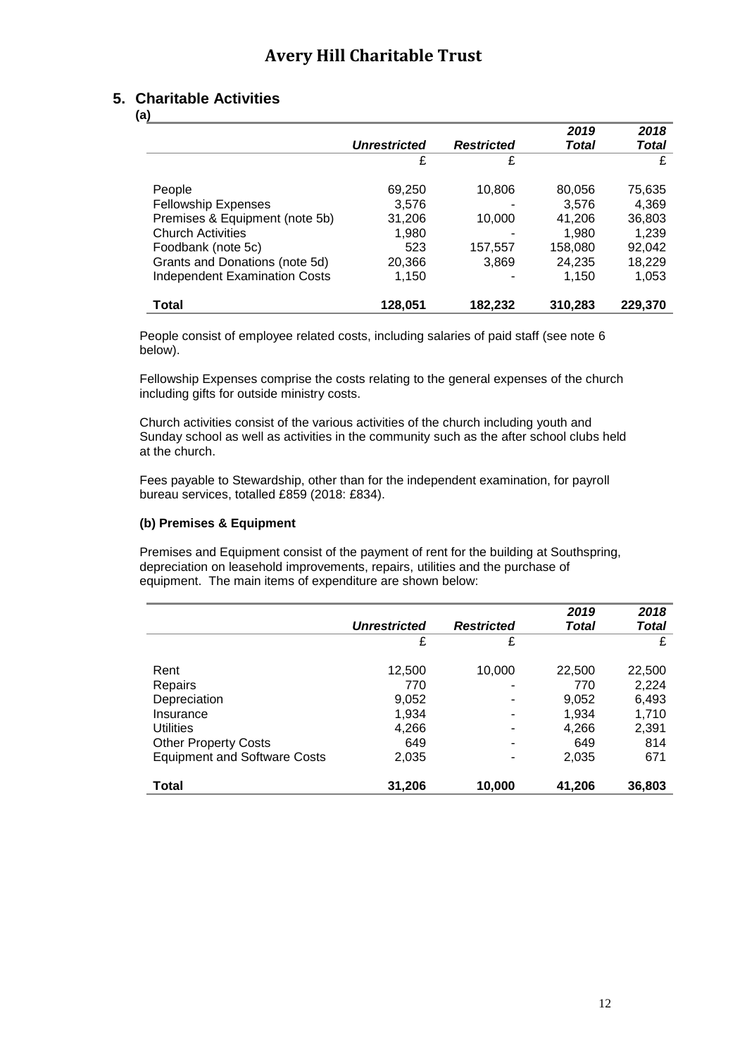## 5. Charitable Activities

**(a)**

| | *Unrestricted* | *Restricted* | *2019 Total* | *2018 Total* |
|---|---|---|---|---|
| | £ | £ | | £ |
| People | 69,250 | 10,806 | 80,056 | 75,635 |
| Fellowship Expenses | 3,576 | - | 3,576 | 4,369 |
| Premises & Equipment (note 5b) | 31,206 | 10,000 | 41,206 | 36,803 |
| Church Activities | 1,980 | - | 1,980 | 1,239 |
| Foodbank (note 5c) | 523 | 157,557 | 158,080 | 92,042 |
| Grants and Donations (note 5d) | 20,366 | 3,869 | 24,235 | 18,229 |
| Independent Examination Costs | 1,150 | - | 1,150 | 1,053 |
| **Total** | **128,051** | **182,232** | **310,283** | **229,370** |

People consist of employee related costs, including salaries of paid staff (see note 6 below).

Fellowship Expenses comprise the costs relating to the general expenses of the church including gifts for outside ministry costs.

Church activities consist of the various activities of the church including youth and Sunday school as well as activities in the community such as the after school clubs held at the church.

Fees payable to Stewardship, other than for the independent examination, for payroll bureau services, totalled £859 (2018: £834).

**(b) Premises & Equipment**

Premises and Equipment consist of the payment of rent for the building at Southspring, depreciation on leasehold improvements, repairs, utilities and the purchase of equipment. The main items of expenditure are shown below:

| | *Unrestricted* | *Restricted* | *2019 Total* | *2018 Total* |
|---|---|---|---|---|
| | £ | £ | | £ |
| Rent | 12,500 | 10,000 | 22,500 | 22,500 |
| Repairs | 770 | - | 770 | 2,224 |
| Depreciation | 9,052 | - | 9,052 | 6,493 |
| Insurance | 1,934 | - | 1,934 | 1,710 |
| Utilities | 4,266 | - | 4,266 | 2,391 |
| Other Property Costs | 649 | - | 649 | 814 |
| Equipment and Software Costs | 2,035 | - | 2,035 | 671 |
| **Total** | **31,206** | **10,000** | **41,206** | **36,803** |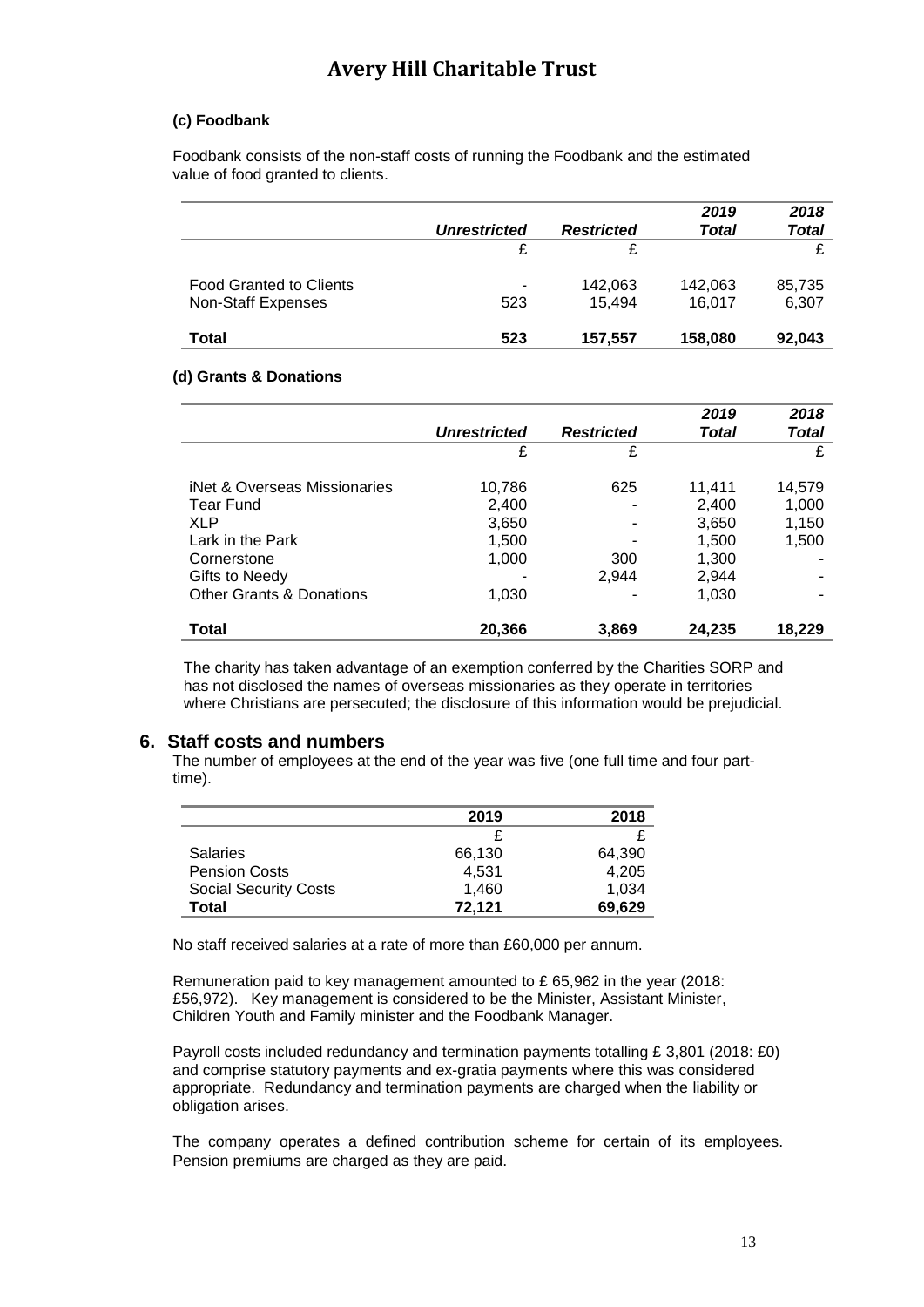#### (c) Foodbank

Foodbank consists of the non-staff costs of running the Foodbank and the estimated value of food granted to clients.

| | *Unrestricted* | *Restricted* | *2019 Total* | *2018 Total* |
|---|---|---|---|---|
| | £ | £ | | £ |
| Food Granted to Clients | - | 142,063 | 142,063 | 85,735 |
| Non-Staff Expenses | 523 | 15,494 | 16,017 | 6,307 |
| **Total** | **523** | **157,557** | **158,080** | **92,043** |

#### (d) Grants & Donations

| | *Unrestricted* | *Restricted* | *2019 Total* | *2018 Total* |
|---|---|---|---|---|
| | £ | £ | | £ |
| iNet & Overseas Missionaries | 10,786 | 625 | 11,411 | 14,579 |
| Tear Fund | 2,400 | - | 2,400 | 1,000 |
| XLP | 3,650 | - | 3,650 | 1,150 |
| Lark in the Park | 1,500 | - | 1,500 | 1,500 |
| Cornerstone | 1,000 | 300 | 1,300 | - |
| Gifts to Needy | - | 2,944 | 2,944 | - |
| Other Grants & Donations | 1,030 | - | 1,030 | - |
| **Total** | **20,366** | **3,869** | **24,235** | **18,229** |

The charity has taken advantage of an exemption conferred by the Charities SORP and has not disclosed the names of overseas missionaries as they operate in territories where Christians are persecuted; the disclosure of this information would be prejudicial.

## 6. Staff costs and numbers

The number of employees at the end of the year was five (one full time and four part-time).

| | 2019 | 2018 |
|---|---|---|
| | £ | £ |
| Salaries | 66,130 | 64,390 |
| Pension Costs | 4,531 | 4,205 |
| Social Security Costs | 1,460 | 1,034 |
| **Total** | **72,121** | **69,629** |

No staff received salaries at a rate of more than £60,000 per annum.

Remuneration paid to key management amounted to £ 65,962 in the year (2018: £56,972). Key management is considered to be the Minister, Assistant Minister, Children Youth and Family minister and the Foodbank Manager.

Payroll costs included redundancy and termination payments totalling £ 3,801 (2018: £0) and comprise statutory payments and ex-gratia payments where this was considered appropriate. Redundancy and termination payments are charged when the liability or obligation arises.

The company operates a defined contribution scheme for certain of its employees. Pension premiums are charged as they are paid.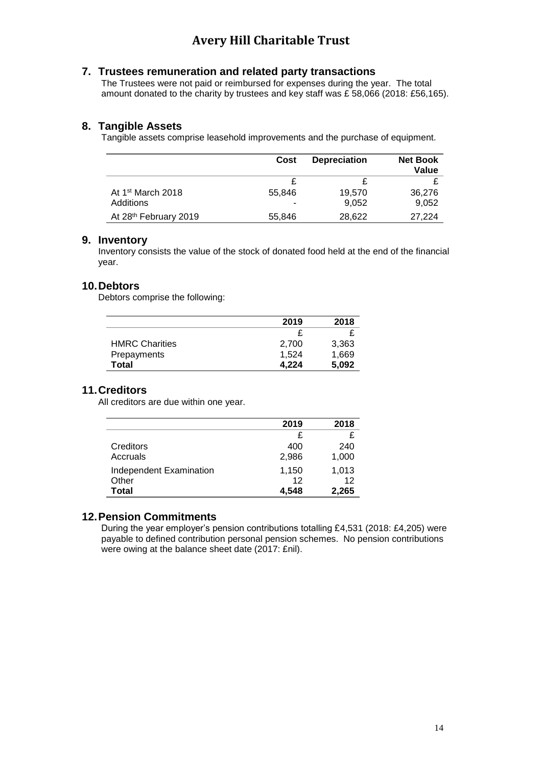# Avery Hill Charitable Trust

## 7. Trustees remuneration and related party transactions

The Trustees were not paid or reimbursed for expenses during the year. The total amount donated to the charity by trustees and key staff was £ 58,066 (2018: £56,165).

## 8. Tangible Assets

Tangible assets comprise leasehold improvements and the purchase of equipment.

| | Cost | Depreciation | Net Book Value |
|---|---|---|---|
| | £ | £ | £ |
| At 1st March 2018 | 55,846 | 19,570 | 36,276 |
| Additions | - | 9,052 | 9,052 |
| At 28th February 2019 | 55,846 | 28,622 | 27,224 |

## 9. Inventory

Inventory consists the value of the stock of donated food held at the end of the financial year.

## 10. Debtors

Debtors comprise the following:

| | 2019 | 2018 |
|---|---|---|
| | £ | £ |
| HMRC Charities | 2,700 | 3,363 |
| Prepayments | 1,524 | 1,669 |
| **Total** | **4,224** | **5,092** |

## 11. Creditors

All creditors are due within one year.

| | 2019 | 2018 |
|---|---|---|
| | £ | £ |
| Creditors | 400 | 240 |
| Accruals | 2,986 | 1,000 |
| Independent Examination | 1,150 | 1,013 |
| Other | 12 | 12 |
| **Total** | **4,548** | **2,265** |

## 12. Pension Commitments

During the year employer's pension contributions totalling £4,531 (2018: £4,205) were payable to defined contribution personal pension schemes. No pension contributions were owing at the balance sheet date (2017: £nil).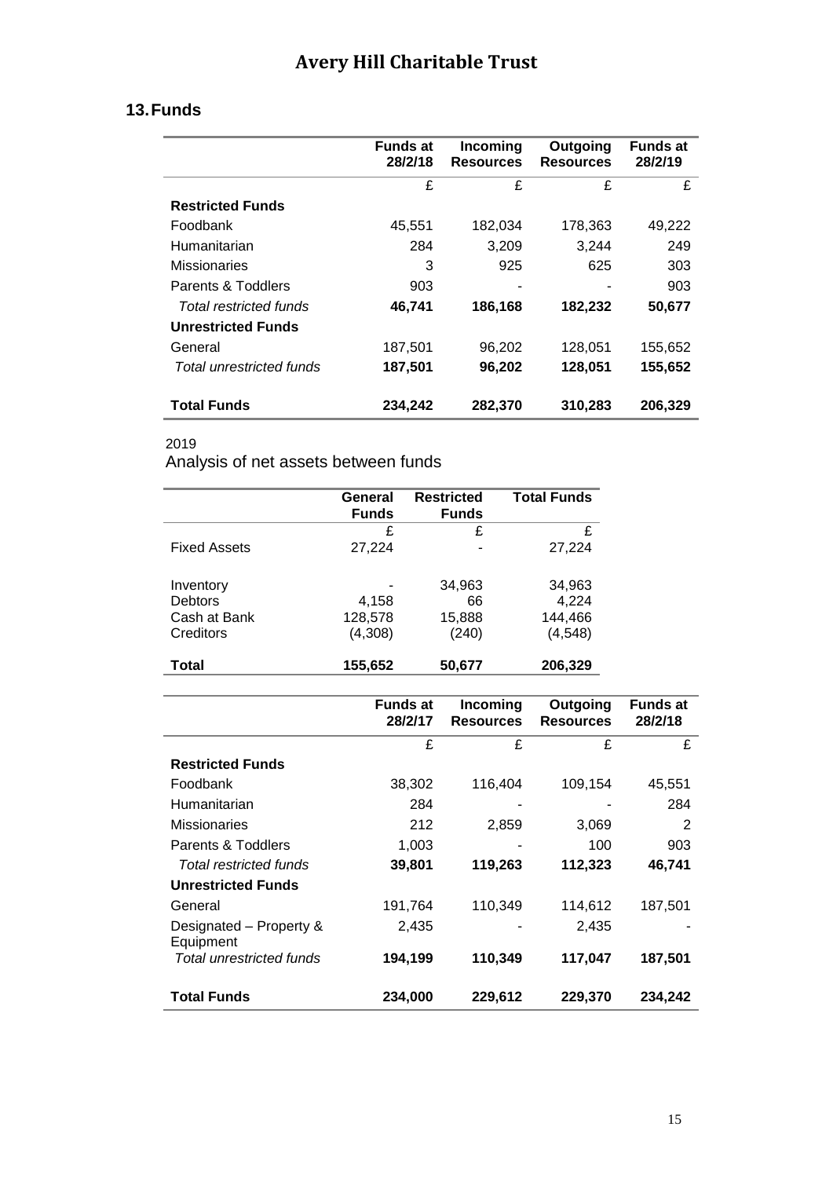## 13. Funds

| | Funds at 28/2/18 | Incoming Resources | Outgoing Resources | Funds at 28/2/19 |
|---|---|---|---|---|
| | £ | £ | £ | £ |
| **Restricted Funds** | | | | |
| Foodbank | 45,551 | 182,034 | 178,363 | 49,222 |
| Humanitarian | 284 | 3,209 | 3,244 | 249 |
| Missionaries | 3 | 925 | 625 | 303 |
| Parents & Toddlers | 903 | - | - | 903 |
| *Total restricted funds* | **46,741** | **186,168** | **182,232** | **50,677** |
| **Unrestricted Funds** | | | | |
| General | 187,501 | 96,202 | 128,051 | 155,652 |
| *Total unrestricted funds* | **187,501** | **96,202** | **128,051** | **155,652** |
| **Total Funds** | **234,242** | **282,370** | **310,283** | **206,329** |

2019

Analysis of net assets between funds

| | General Funds | Restricted Funds | Total Funds |
|---|---|---|---|
| | £ | £ | £ |
| Fixed Assets | 27,224 | - | 27,224 |
| Inventory | - | 34,963 | 34,963 |
| Debtors | 4,158 | 66 | 4,224 |
| Cash at Bank | 128,578 | 15,888 | 144,466 |
| Creditors | (4,308) | (240) | (4,548) |
| **Total** | **155,652** | **50,677** | **206,329** |

| | Funds at 28/2/17 | Incoming Resources | Outgoing Resources | Funds at 28/2/18 |
|---|---|---|---|---|
| | £ | £ | £ | £ |
| **Restricted Funds** | | | | |
| Foodbank | 38,302 | 116,404 | 109,154 | 45,551 |
| Humanitarian | 284 | - | - | 284 |
| Missionaries | 212 | 2,859 | 3,069 | 2 |
| Parents & Toddlers | 1,003 | - | 100 | 903 |
| *Total restricted funds* | **39,801** | **119,263** | **112,323** | **46,741** |
| **Unrestricted Funds** | | | | |
| General | 191,764 | 110,349 | 114,612 | 187,501 |
| Designated – Property & Equipment | 2,435 | - | 2,435 | - |
| *Total unrestricted funds* | **194,199** | **110,349** | **117,047** | **187,501** |
| **Total Funds** | **234,000** | **229,612** | **229,370** | **234,242** |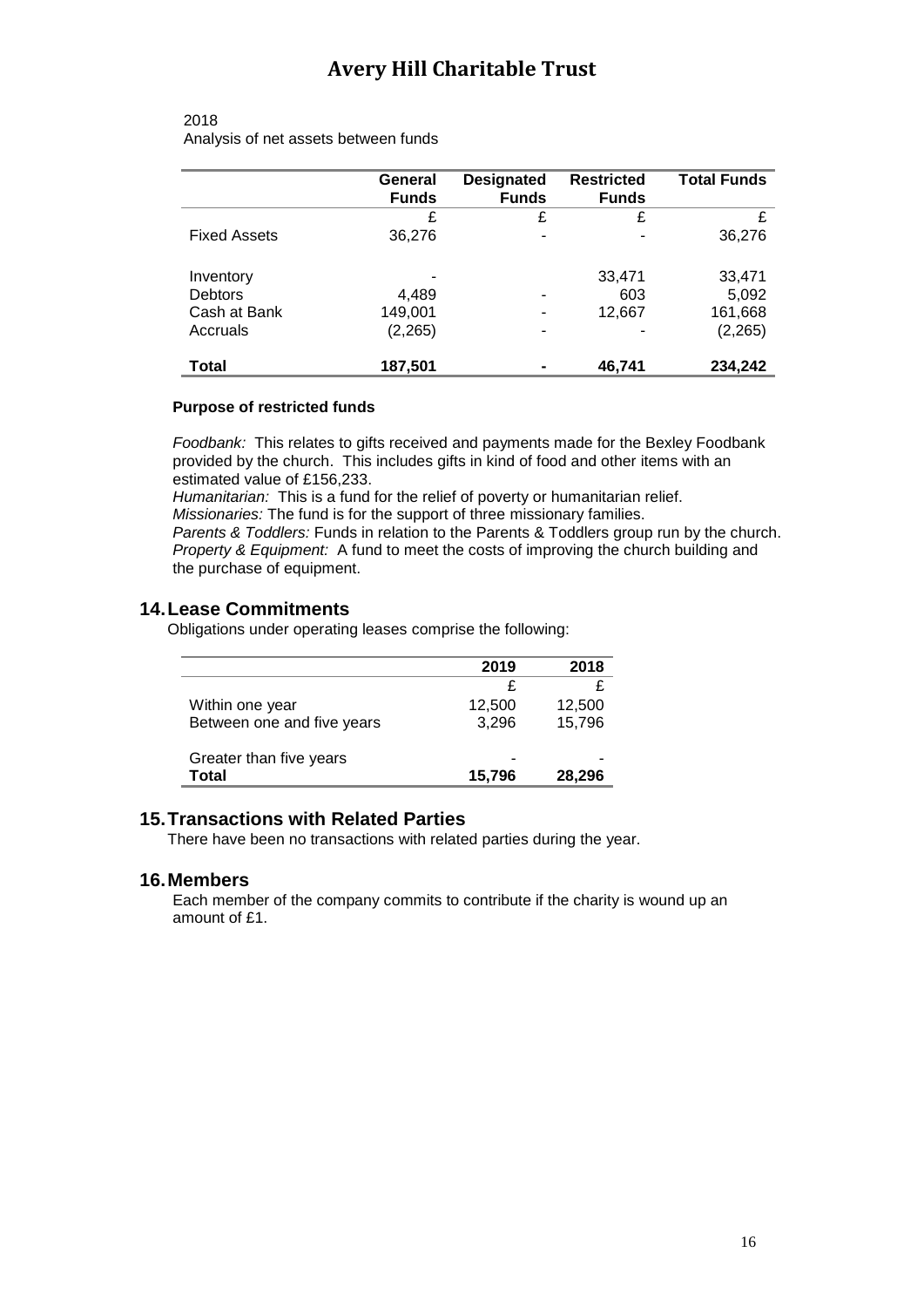# Avery Hill Charitable Trust

2018

Analysis of net assets between funds

| | General Funds | Designated Funds | Restricted Funds | Total Funds |
|---|---|---|---|---|
| | £ | £ | £ | £ |
| Fixed Assets | 36,276 | - | - | 36,276 |
| Inventory | - | | 33,471 | 33,471 |
| Debtors | 4,489 | - | 603 | 5,092 |
| Cash at Bank | 149,001 | - | 12,667 | 161,668 |
| Accruals | (2,265) | - | - | (2,265) |
| **Total** | **187,501** | **-** | **46,741** | **234,242** |

**Purpose of restricted funds**

*Foodbank:* This relates to gifts received and payments made for the Bexley Foodbank provided by the church. This includes gifts in kind of food and other items with an estimated value of £156,233.

*Humanitarian:* This is a fund for the relief of poverty or humanitarian relief.

*Missionaries:* The fund is for the support of three missionary families.

*Parents & Toddlers:* Funds in relation to the Parents & Toddlers group run by the church.

*Property & Equipment:* A fund to meet the costs of improving the church building and the purchase of equipment.

## 14. Lease Commitments

Obligations under operating leases comprise the following:

| | 2019 | 2018 |
|---|---|---|
| | £ | £ |
| Within one year | 12,500 | 12,500 |
| Between one and five years | 3,296 | 15,796 |
| Greater than five years | - | - |
| **Total** | **15,796** | **28,296** |

## 15. Transactions with Related Parties

There have been no transactions with related parties during the year.

## 16. Members

Each member of the company commits to contribute if the charity is wound up an amount of £1.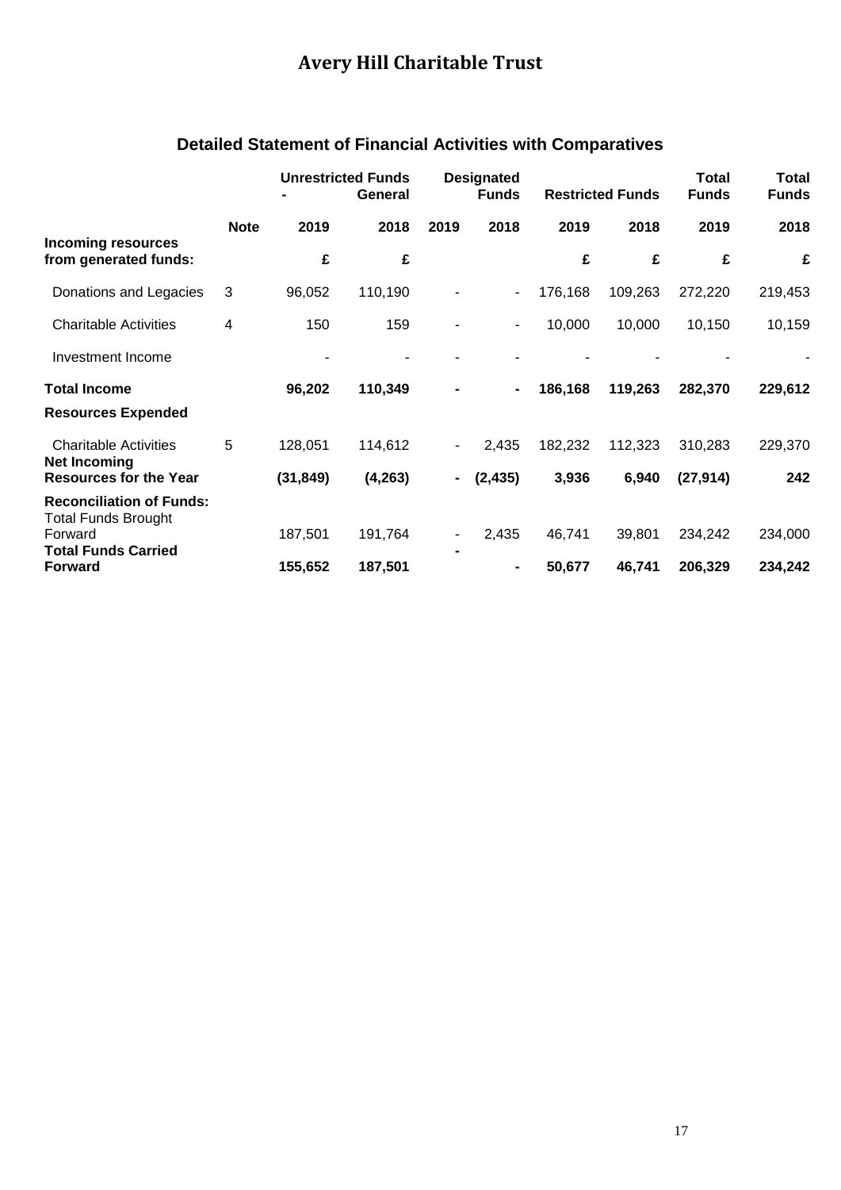# Avery Hill Charitable Trust

## Detailed Statement of Financial Activities with Comparatives

| | | Unrestricted Funds - General | | Designated Funds | | Restricted Funds | | Total Funds | Total Funds |
|---|---|---|---|---|---|---|---|---|---|
| | **Note** | **2019** | **2018** | **2019** | **2018** | **2019** | **2018** | **2019** | **2018** |
| **Incoming resources from generated funds:** | | **£** | **£** | | | **£** | **£** | **£** | **£** |
| Donations and Legacies | 3 | 96,052 | 110,190 | - | - | 176,168 | 109,263 | 272,220 | 219,453 |
| Charitable Activities | 4 | 150 | 159 | - | - | 10,000 | 10,000 | 10,150 | 10,159 |
| Investment Income | | - | - | - | - | - | - | - | - |
| **Total Income** | | **96,202** | **110,349** | **-** | **-** | **186,168** | **119,263** | **282,370** | **229,612** |
| **Resources Expended** | | | | | | | | | |
| Charitable Activities | 5 | 128,051 | 114,612 | - | 2,435 | 182,232 | 112,323 | 310,283 | 229,370 |
| **Net Incoming Resources for the Year** | | **(31,849)** | **(4,263)** | **-** | **(2,435)** | **3,936** | **6,940** | **(27,914)** | **242** |
| **Reconciliation of Funds:** | | | | | | | | | |
| Total Funds Brought Forward | | 187,501 | 191,764 | - | 2,435 | 46,741 | 39,801 | 234,242 | 234,000 |
| **Total Funds Carried Forward** | | **155,652** | **187,501** | **-** | **-** | **50,677** | **46,741** | **206,329** | **234,242** |